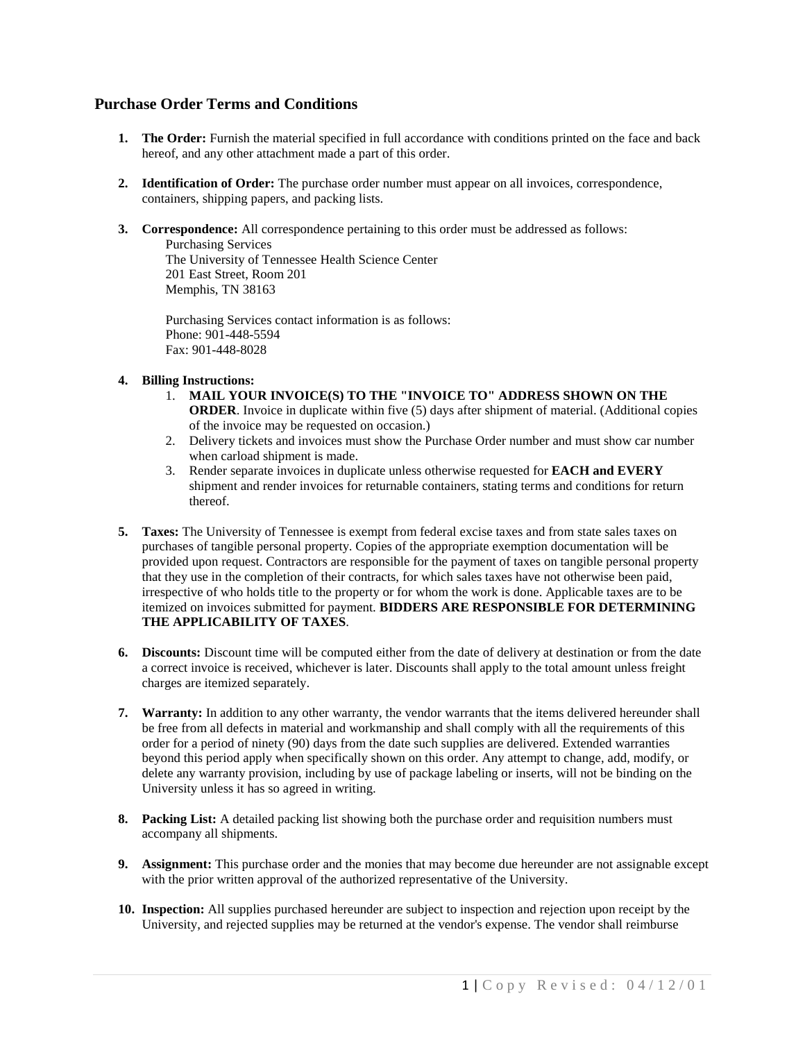## Purchase Order Terms and Conditions

1. **The Order:** Furnish the material specified in full accordance with conditions printed on the face and back hereof, and any other attachment made a part of this order.

2. **Identification of Order:** The purchase order number must appear on all invoices, correspondence, containers, shipping papers, and packing lists.

3. **Correspondence:** All correspondence pertaining to this order must be addressed as follows:
   Purchasing Services
   The University of Tennessee Health Science Center
   201 East Street, Room 201
   Memphis, TN 38163

   Purchasing Services contact information is as follows:
   Phone: 901-448-5594
   Fax: 901-448-8028

4. **Billing Instructions:**
   1. **MAIL YOUR INVOICE(S) TO THE "INVOICE TO" ADDRESS SHOWN ON THE ORDER**. Invoice in duplicate within five (5) days after shipment of material. (Additional copies of the invoice may be requested on occasion.)
   2. Delivery tickets and invoices must show the Purchase Order number and must show car number when carload shipment is made.
   3. Render separate invoices in duplicate unless otherwise requested for **EACH and EVERY** shipment and render invoices for returnable containers, stating terms and conditions for return thereof.

5. **Taxes:** The University of Tennessee is exempt from federal excise taxes and from state sales taxes on purchases of tangible personal property. Copies of the appropriate exemption documentation will be provided upon request. Contractors are responsible for the payment of taxes on tangible personal property that they use in the completion of their contracts, for which sales taxes have not otherwise been paid, irrespective of who holds title to the property or for whom the work is done. Applicable taxes are to be itemized on invoices submitted for payment. **BIDDERS ARE RESPONSIBLE FOR DETERMINING THE APPLICABILITY OF TAXES**.

6. **Discounts:** Discount time will be computed either from the date of delivery at destination or from the date a correct invoice is received, whichever is later. Discounts shall apply to the total amount unless freight charges are itemized separately.

7. **Warranty:** In addition to any other warranty, the vendor warrants that the items delivered hereunder shall be free from all defects in material and workmanship and shall comply with all the requirements of this order for a period of ninety (90) days from the date such supplies are delivered. Extended warranties beyond this period apply when specifically shown on this order. Any attempt to change, add, modify, or delete any warranty provision, including by use of package labeling or inserts, will not be binding on the University unless it has so agreed in writing.

8. **Packing List:** A detailed packing list showing both the purchase order and requisition numbers must accompany all shipments.

9. **Assignment:** This purchase order and the monies that may become due hereunder are not assignable except with the prior written approval of the authorized representative of the University.

10. **Inspection:** All supplies purchased hereunder are subject to inspection and rejection upon receipt by the University, and rejected supplies may be returned at the vendor's expense. The vendor shall reimburse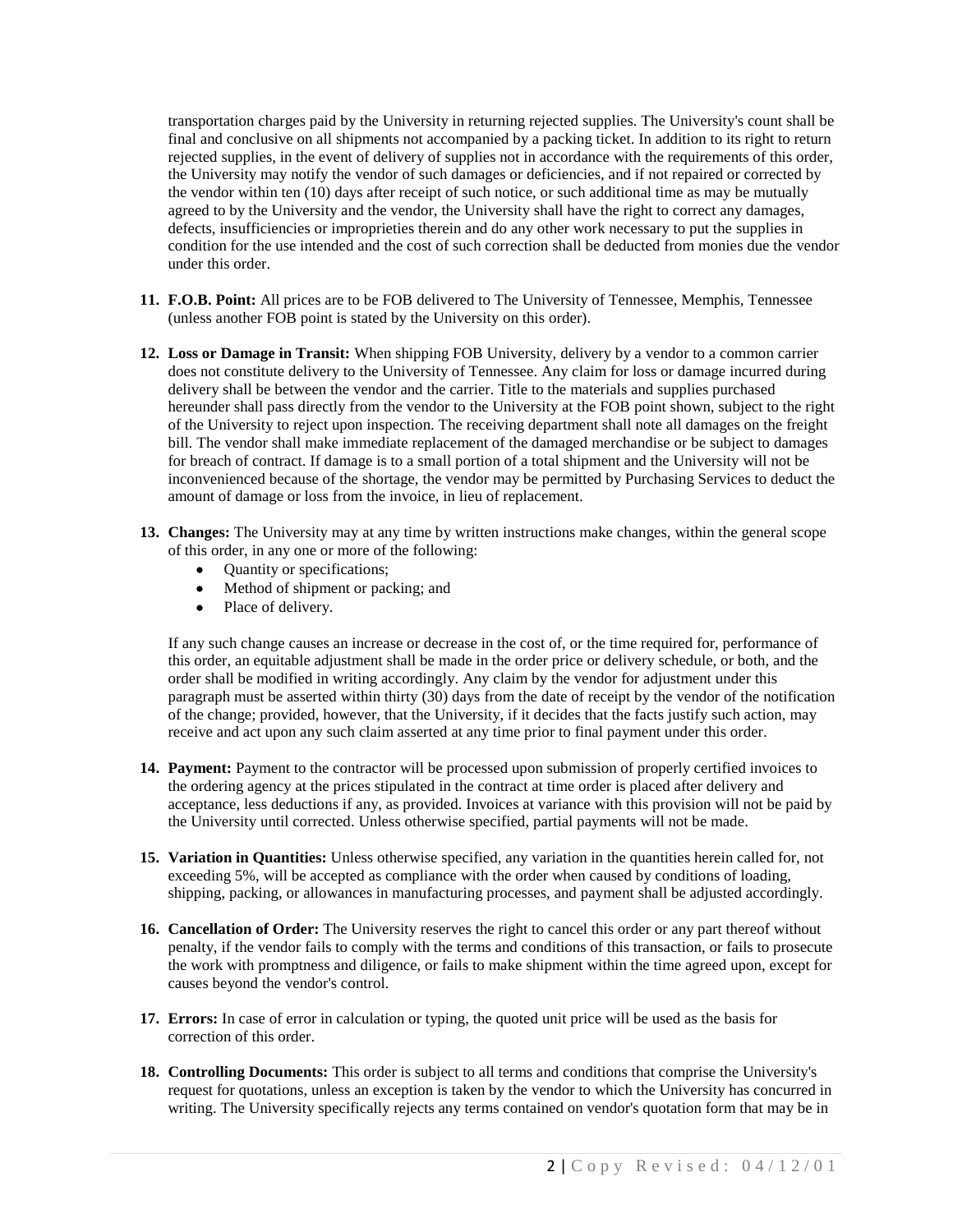transportation charges paid by the University in returning rejected supplies. The University's count shall be final and conclusive on all shipments not accompanied by a packing ticket. In addition to its right to return rejected supplies, in the event of delivery of supplies not in accordance with the requirements of this order, the University may notify the vendor of such damages or deficiencies, and if not repaired or corrected by the vendor within ten (10) days after receipt of such notice, or such additional time as may be mutually agreed to by the University and the vendor, the University shall have the right to correct any damages, defects, insufficiencies or improprieties therein and do any other work necessary to put the supplies in condition for the use intended and the cost of such correction shall be deducted from monies due the vendor under this order.

11. **F.O.B. Point:** All prices are to be FOB delivered to The University of Tennessee, Memphis, Tennessee (unless another FOB point is stated by the University on this order).

12. **Loss or Damage in Transit:** When shipping FOB University, delivery by a vendor to a common carrier does not constitute delivery to the University of Tennessee. Any claim for loss or damage incurred during delivery shall be between the vendor and the carrier. Title to the materials and supplies purchased hereunder shall pass directly from the vendor to the University at the FOB point shown, subject to the right of the University to reject upon inspection. The receiving department shall note all damages on the freight bill. The vendor shall make immediate replacement of the damaged merchandise or be subject to damages for breach of contract. If damage is to a small portion of a total shipment and the University will not be inconvenienced because of the shortage, the vendor may be permitted by Purchasing Services to deduct the amount of damage or loss from the invoice, in lieu of replacement.

13. **Changes:** The University may at any time by written instructions make changes, within the general scope of this order, in any one or more of the following:
    - Quantity or specifications;
    - Method of shipment or packing; and
    - Place of delivery.

    If any such change causes an increase or decrease in the cost of, or the time required for, performance of this order, an equitable adjustment shall be made in the order price or delivery schedule, or both, and the order shall be modified in writing accordingly. Any claim by the vendor for adjustment under this paragraph must be asserted within thirty (30) days from the date of receipt by the vendor of the notification of the change; provided, however, that the University, if it decides that the facts justify such action, may receive and act upon any such claim asserted at any time prior to final payment under this order.

14. **Payment:** Payment to the contractor will be processed upon submission of properly certified invoices to the ordering agency at the prices stipulated in the contract at time order is placed after delivery and acceptance, less deductions if any, as provided. Invoices at variance with this provision will not be paid by the University until corrected. Unless otherwise specified, partial payments will not be made.

15. **Variation in Quantities:** Unless otherwise specified, any variation in the quantities herein called for, not exceeding 5%, will be accepted as compliance with the order when caused by conditions of loading, shipping, packing, or allowances in manufacturing processes, and payment shall be adjusted accordingly.

16. **Cancellation of Order:** The University reserves the right to cancel this order or any part thereof without penalty, if the vendor fails to comply with the terms and conditions of this transaction, or fails to prosecute the work with promptness and diligence, or fails to make shipment within the time agreed upon, except for causes beyond the vendor's control.

17. **Errors:** In case of error in calculation or typing, the quoted unit price will be used as the basis for correction of this order.

18. **Controlling Documents:** This order is subject to all terms and conditions that comprise the University's request for quotations, unless an exception is taken by the vendor to which the University has concurred in writing. The University specifically rejects any terms contained on vendor's quotation form that may be in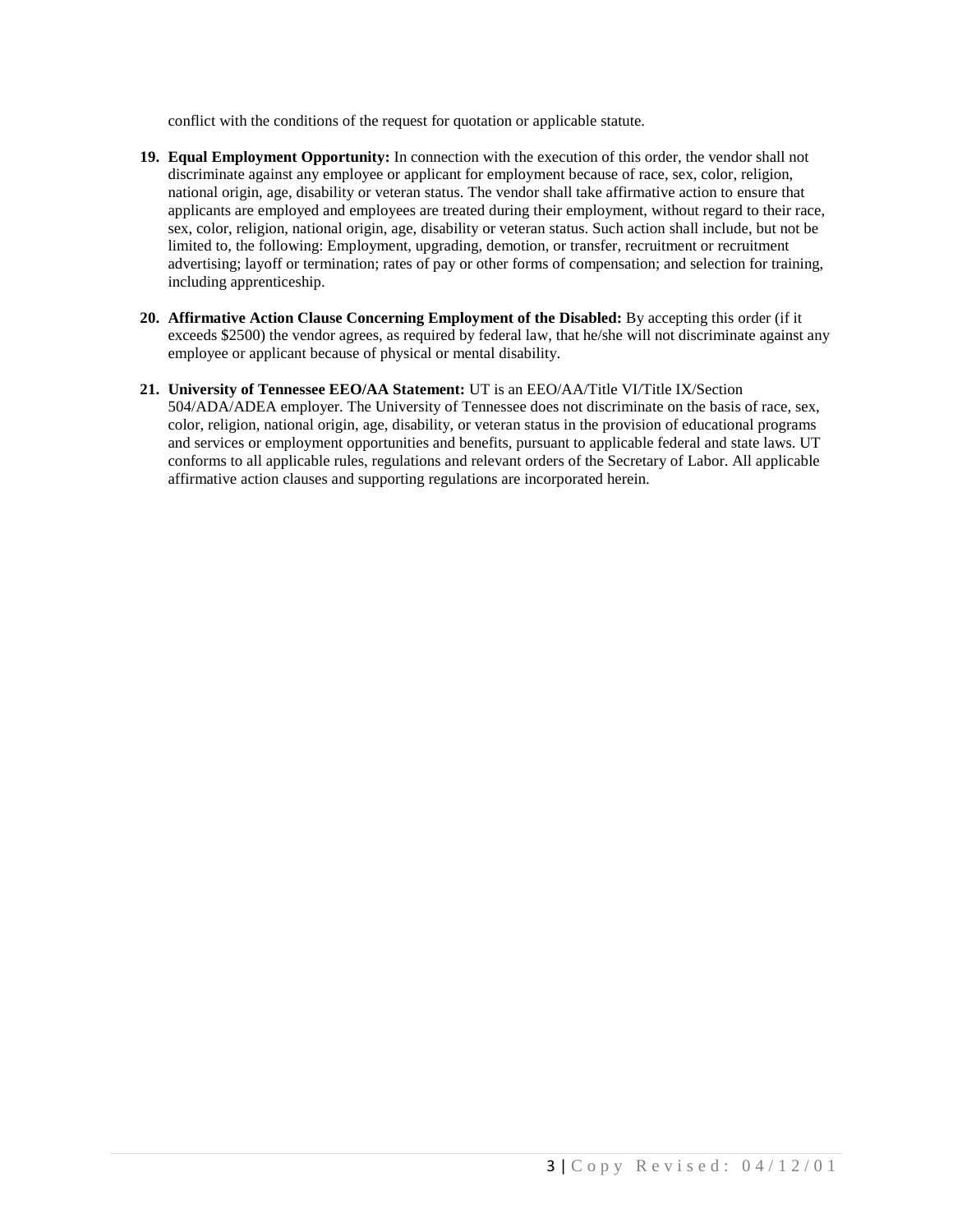conflict with the conditions of the request for quotation or applicable statute.

19. **Equal Employment Opportunity:** In connection with the execution of this order, the vendor shall not discriminate against any employee or applicant for employment because of race, sex, color, religion, national origin, age, disability or veteran status. The vendor shall take affirmative action to ensure that applicants are employed and employees are treated during their employment, without regard to their race, sex, color, religion, national origin, age, disability or veteran status. Such action shall include, but not be limited to, the following: Employment, upgrading, demotion, or transfer, recruitment or recruitment advertising; layoff or termination; rates of pay or other forms of compensation; and selection for training, including apprenticeship.

20. **Affirmative Action Clause Concerning Employment of the Disabled:** By accepting this order (if it exceeds $2500) the vendor agrees, as required by federal law, that he/she will not discriminate against any employee or applicant because of physical or mental disability.

21. **University of Tennessee EEO/AA Statement:** UT is an EEO/AA/Title VI/Title IX/Section 504/ADA/ADEA employer. The University of Tennessee does not discriminate on the basis of race, sex, color, religion, national origin, age, disability, or veteran status in the provision of educational programs and services or employment opportunities and benefits, pursuant to applicable federal and state laws. UT conforms to all applicable rules, regulations and relevant orders of the Secretary of Labor. All applicable affirmative action clauses and supporting regulations are incorporated herein.